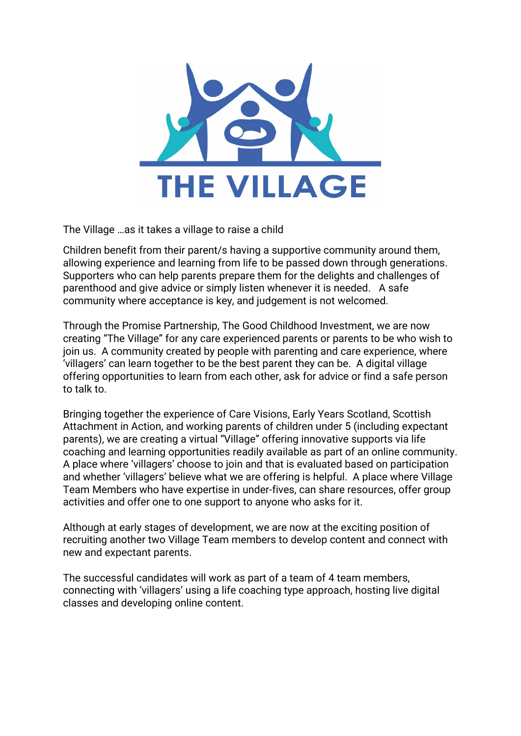# THE VILLAGE

The Village …as it takes a village to raise a child

Children benefit from their parent/s having a supportive community around them, allowing experience and learning from life to be passed down through generations. Supporters who can help parents prepare them for the delights and challenges of parenthood and give advice or simply listen whenever it is needed. A safe community where acceptance is key, and judgement is not welcomed.

Through the Promise Partnership, The Good Childhood Investment, we are now creating "The Village" for any care experienced parents or parents to be who wish to join us. A community created by people with parenting and care experience, where 'villagers' can learn together to be the best parent they can be. A digital village offering opportunities to learn from each other, ask for advice or find a safe person to talk to.

Bringing together the experience of Care Visions, Early Years Scotland, Scottish Attachment in Action, and working parents of children under 5 (including expectant parents), we are creating a virtual "Village" offering innovative supports via life coaching and learning opportunities readily available as part of an online community. A place where 'villagers' choose to join and that is evaluated based on participation and whether 'villagers' believe what we are offering is helpful. A place where Village Team Members who have expertise in under-fives, can share resources, offer group activities and offer one to one support to anyone who asks for it.

Although at early stages of development, we are now at the exciting position of recruiting another two Village Team members to develop content and connect with new and expectant parents.

The successful candidates will work as part of a team of 4 team members, connecting with 'villagers' using a life coaching type approach, hosting live digital classes and developing online content.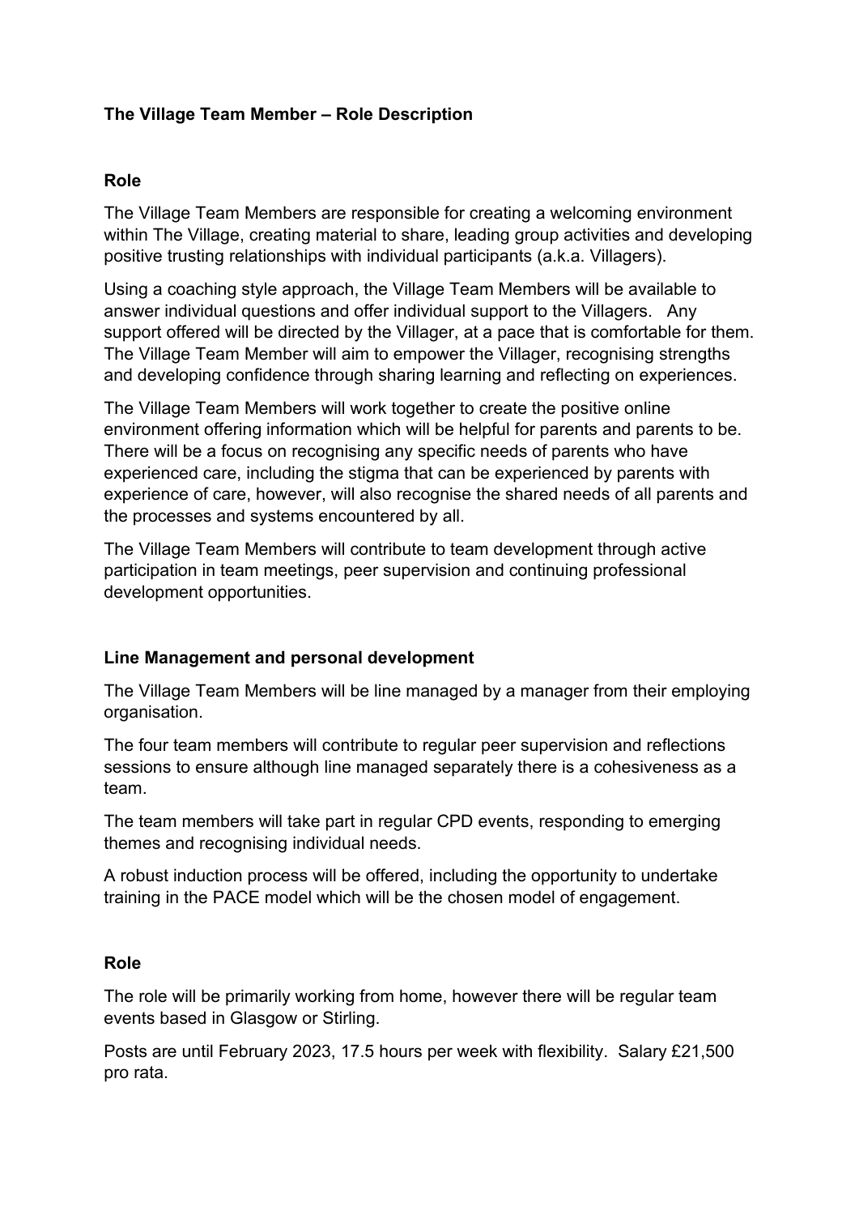**The Village Team Member – Role Description**

**Role**

The Village Team Members are responsible for creating a welcoming environment within The Village, creating material to share, leading group activities and developing positive trusting relationships with individual participants (a.k.a. Villagers).

Using a coaching style approach, the Village Team Members will be available to answer individual questions and offer individual support to the Villagers. Any support offered will be directed by the Villager, at a pace that is comfortable for them. The Village Team Member will aim to empower the Villager, recognising strengths and developing confidence through sharing learning and reflecting on experiences.

The Village Team Members will work together to create the positive online environment offering information which will be helpful for parents and parents to be. There will be a focus on recognising any specific needs of parents who have experienced care, including the stigma that can be experienced by parents with experience of care, however, will also recognise the shared needs of all parents and the processes and systems encountered by all.

The Village Team Members will contribute to team development through active participation in team meetings, peer supervision and continuing professional development opportunities.

**Line Management and personal development**

The Village Team Members will be line managed by a manager from their employing organisation.

The four team members will contribute to regular peer supervision and reflections sessions to ensure although line managed separately there is a cohesiveness as a team.

The team members will take part in regular CPD events, responding to emerging themes and recognising individual needs.

A robust induction process will be offered, including the opportunity to undertake training in the PACE model which will be the chosen model of engagement.

**Role**

The role will be primarily working from home, however there will be regular team events based in Glasgow or Stirling.

Posts are until February 2023, 17.5 hours per week with flexibility. Salary £21,500 pro rata.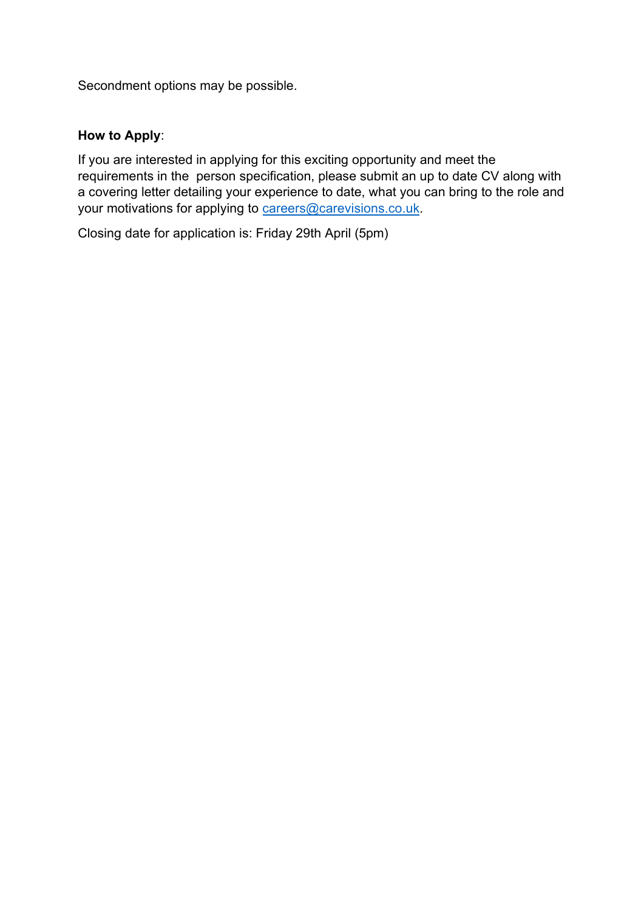Secondment options may be possible.

**How to Apply**:

If you are interested in applying for this exciting opportunity and meet the requirements in the person specification, please submit an up to date CV along with a covering letter detailing your experience to date, what you can bring to the role and your motivations for applying to careers@carevisions.co.uk.

Closing date for application is: Friday 29th April (5pm)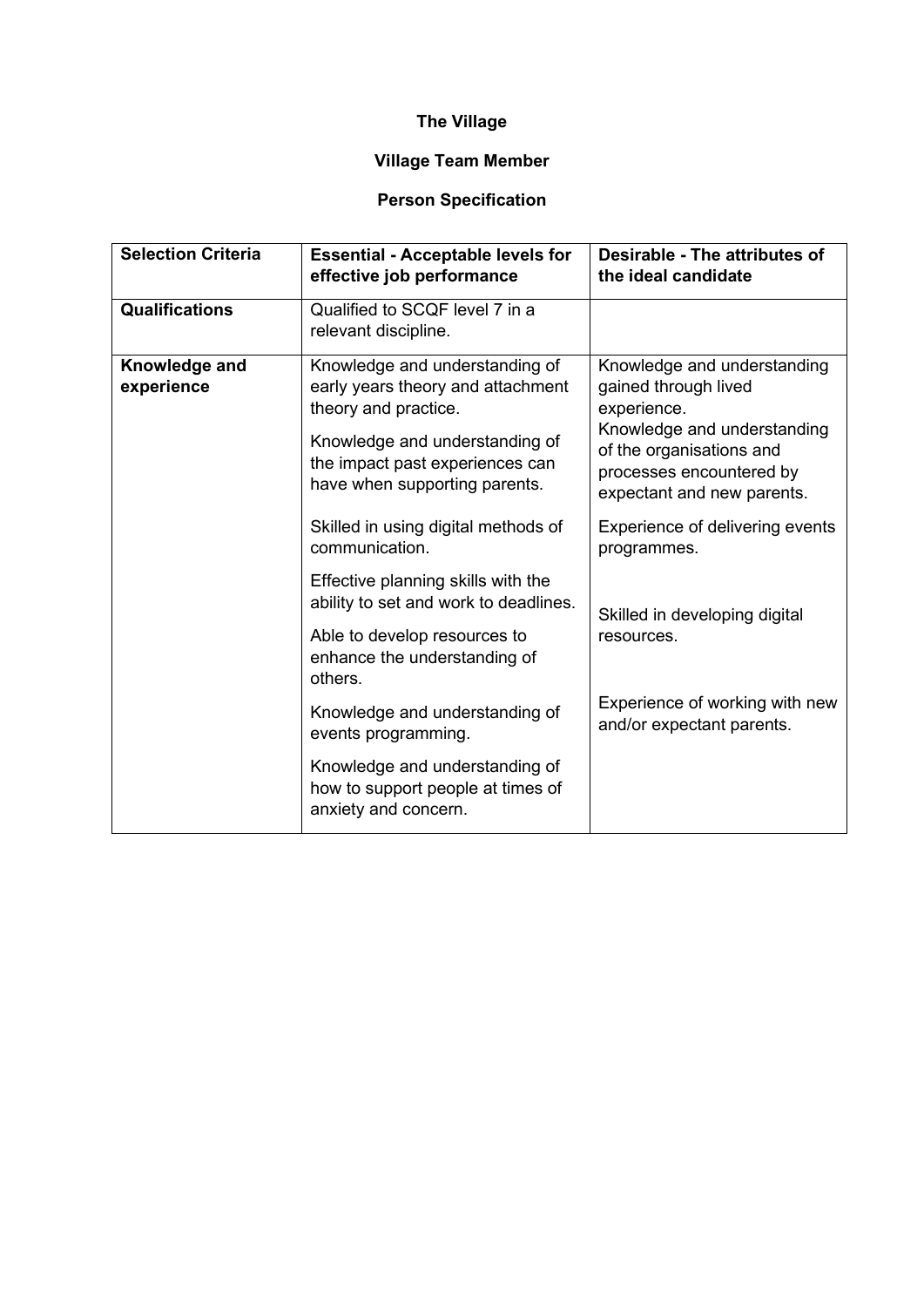**The Village**

**Village Team Member**

**Person Specification**

| Selection Criteria | Essential - Acceptable levels for effective job performance | Desirable - The attributes of the ideal candidate |
|---|---|---|
| **Qualifications** | Qualified to SCQF level 7 in a relevant discipline. | |
| **Knowledge and experience** | Knowledge and understanding of early years theory and attachment theory and practice.<br><br>Knowledge and understanding of the impact past experiences can have when supporting parents.<br><br>Skilled in using digital methods of communication.<br><br>Effective planning skills with the ability to set and work to deadlines.<br><br>Able to develop resources to enhance the understanding of others.<br><br>Knowledge and understanding of events programming.<br><br>Knowledge and understanding of how to support people at times of anxiety and concern. | Knowledge and understanding gained through lived experience.<br>Knowledge and understanding of the organisations and processes encountered by expectant and new parents.<br><br>Experience of delivering events programmes.<br><br>Skilled in developing digital resources.<br><br>Experience of working with new and/or expectant parents. |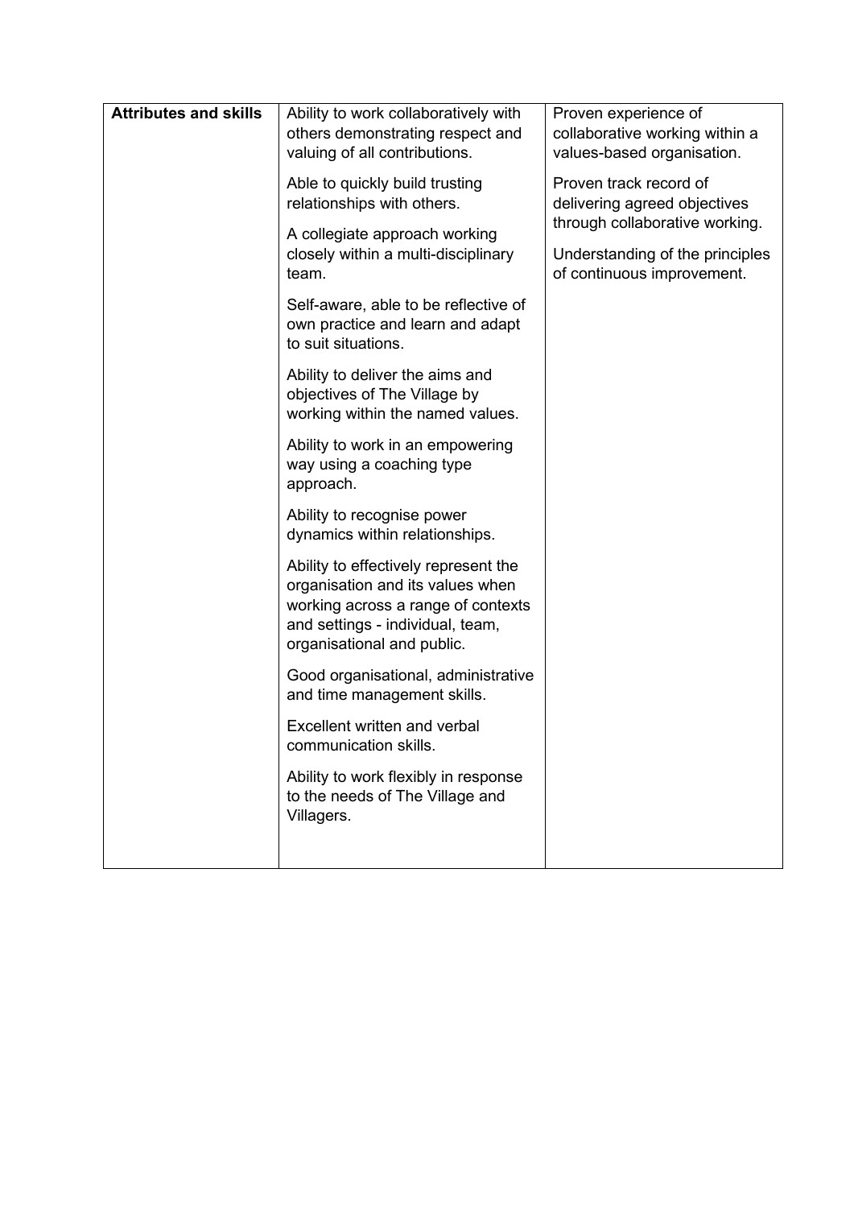| **Attributes and skills** | Ability to work collaboratively with others demonstrating respect and valuing of all contributions.<br><br>Able to quickly build trusting relationships with others.<br><br>A collegiate approach working closely within a multi-disciplinary team.<br><br>Self-aware, able to be reflective of own practice and learn and adapt to suit situations.<br><br>Ability to deliver the aims and objectives of The Village by working within the named values.<br><br>Ability to work in an empowering way using a coaching type approach.<br><br>Ability to recognise power dynamics within relationships.<br><br>Ability to effectively represent the organisation and its values when working across a range of contexts and settings - individual, team, organisational and public.<br><br>Good organisational, administrative and time management skills.<br><br>Excellent written and verbal communication skills.<br><br>Ability to work flexibly in response to the needs of The Village and Villagers. | Proven experience of collaborative working within a values-based organisation.<br><br>Proven track record of delivering agreed objectives through collaborative working.<br><br>Understanding of the principles of continuous improvement. |
|---|---|---|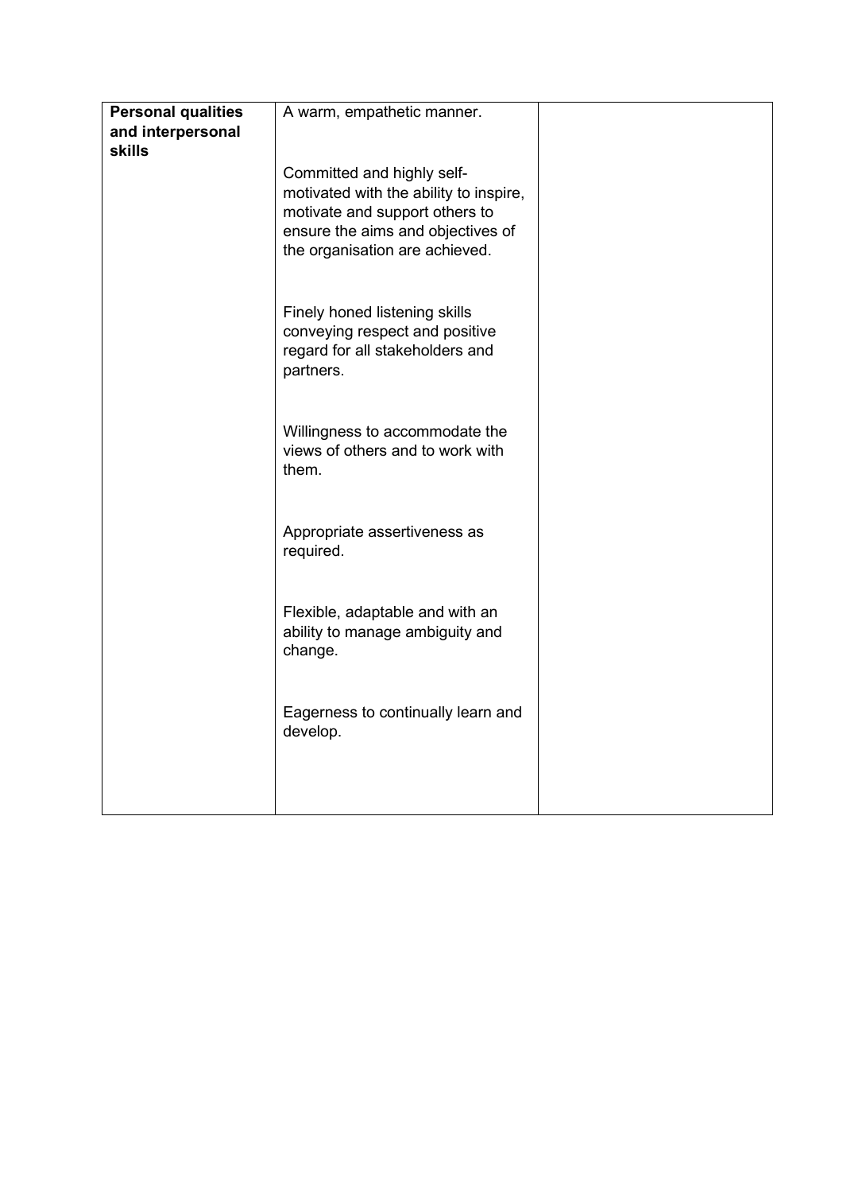| | | |
|---|---|---|
| **Personal qualities and interpersonal skills** | A warm, empathetic manner.<br><br>Committed and highly self-motivated with the ability to inspire, motivate and support others to ensure the aims and objectives of the organisation are achieved.<br><br>Finely honed listening skills conveying respect and positive regard for all stakeholders and partners.<br><br>Willingness to accommodate the views of others and to work with them.<br><br>Appropriate assertiveness as required.<br><br>Flexible, adaptable and with an ability to manage ambiguity and change.<br><br>Eagerness to continually learn and develop. | |